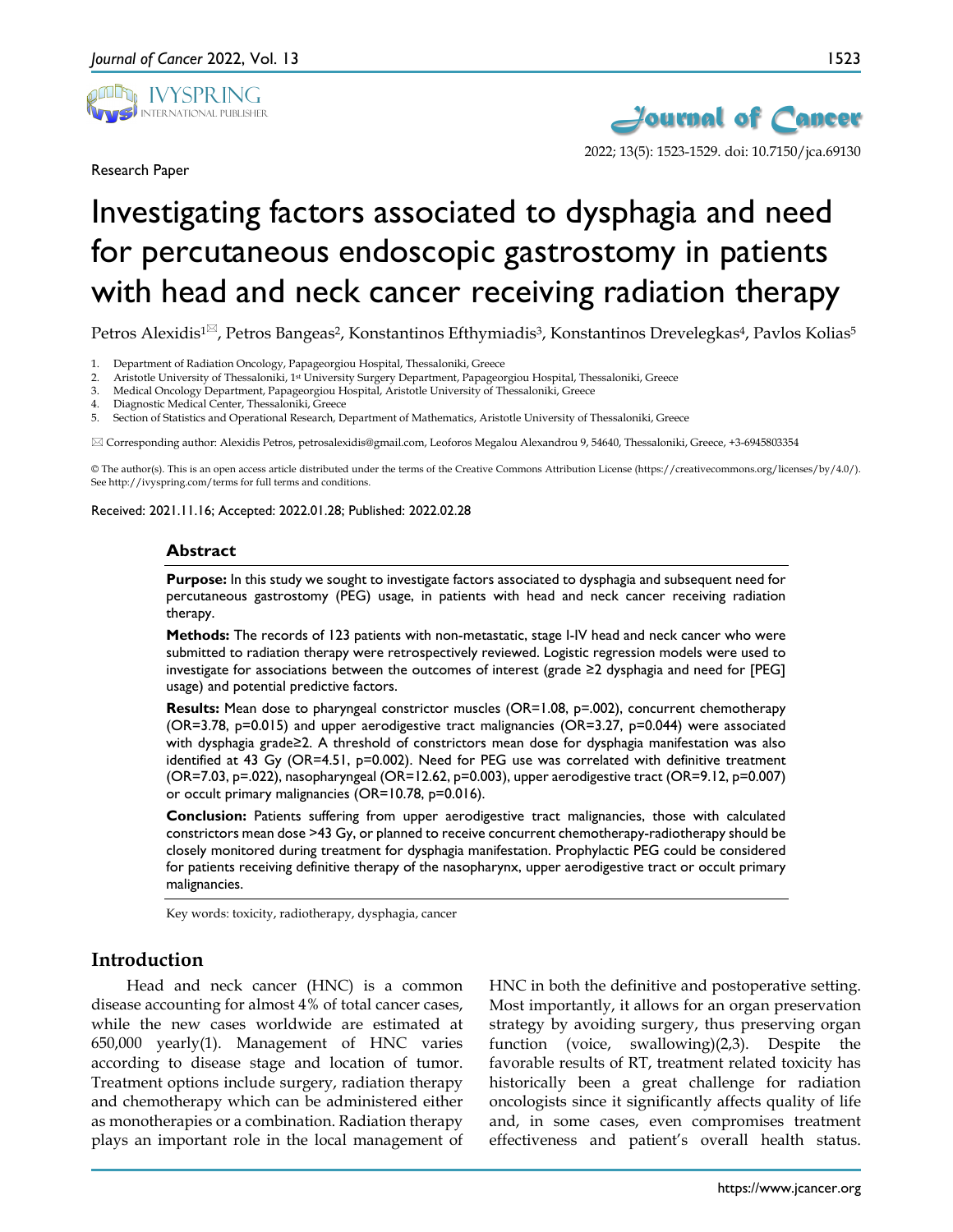Research Paper

# Investigating factors associated to dysphagia and need for percutaneous endoscopic gastrostomy in patients with head and neck cancer receiving radiation therapy

Petros Alexidis[1]✉, Petros Bangeas[2], Konstantinos Efthymiadis[3], Konstantinos Drevelegkas[4], Pavlos Kolias[5]

1. Department of Radiation Oncology, Papageorgiou Hospital, Thessaloniki, Greece
2. Aristotle University of Thessaloniki, 1st University Surgery Department, Papageorgiou Hospital, Thessaloniki, Greece
3. Medical Oncology Department, Papageorgiou Hospital, Aristotle University of Thessaloniki, Greece
4. Diagnostic Medical Center, Thessaloniki, Greece
5. Section of Statistics and Operational Research, Department of Mathematics, Aristotle University of Thessaloniki, Greece

✉ Corresponding author: Alexidis Petros, petrosalexidis@gmail.com, Leoforos Megalou Alexandrou 9, 54640, Thessaloniki, Greece, +3-6945803354

© The author(s). This is an open access article distributed under the terms of the Creative Commons Attribution License (https://creativecommons.org/licenses/by/4.0/). See http://ivyspring.com/terms for full terms and conditions.

Received: 2021.11.16; Accepted: 2022.01.28; Published: 2022.02.28

## Abstract

**Purpose:** In this study we sought to investigate factors associated to dysphagia and subsequent need for percutaneous gastrostomy (PEG) usage, in patients with head and neck cancer receiving radiation therapy.

**Methods:** The records of 123 patients with non-metastatic, stage I-IV head and neck cancer who were submitted to radiation therapy were retrospectively reviewed. Logistic regression models were used to investigate for associations between the outcomes of interest (grade ≥2 dysphagia and need for [PEG] usage) and potential predictive factors.

**Results:** Mean dose to pharyngeal constrictor muscles (OR=1.08, p=.002), concurrent chemotherapy (OR=3.78, p=0.015) and upper aerodigestive tract malignancies (OR=3.27, p=0.044) were associated with dysphagia grade≥2. A threshold of constrictors mean dose for dysphagia manifestation was also identified at 43 Gy (OR=4.51, p=0.002). Need for PEG use was correlated with definitive treatment (OR=7.03, p=.022), nasopharyngeal (OR=12.62, p=0.003), upper aerodigestive tract (OR=9.12, p=0.007) or occult primary malignancies (OR=10.78, p=0.016).

**Conclusion:** Patients suffering from upper aerodigestive tract malignancies, those with calculated constrictors mean dose >43 Gy, or planned to receive concurrent chemotherapy-radiotherapy should be closely monitored during treatment for dysphagia manifestation. Prophylactic PEG could be considered for patients receiving definitive therapy of the nasopharynx, upper aerodigestive tract or occult primary malignancies.

Key words: toxicity, radiotherapy, dysphagia, cancer

## Introduction

Head and neck cancer (HNC) is a common disease accounting for almost 4% of total cancer cases, while the new cases worldwide are estimated at 650,000 yearly(1). Management of HNC varies according to disease stage and location of tumor. Treatment options include surgery, radiation therapy and chemotherapy which can be administered either as monotherapies or a combination. Radiation therapy plays an important role in the local management of HNC in both the definitive and postoperative setting. Most importantly, it allows for an organ preservation strategy by avoiding surgery, thus preserving organ function (voice, swallowing)(2,3). Despite the favorable results of RT, treatment related toxicity has historically been a great challenge for radiation oncologists since it significantly affects quality of life and, in some cases, even compromises treatment effectiveness and patient's overall health status.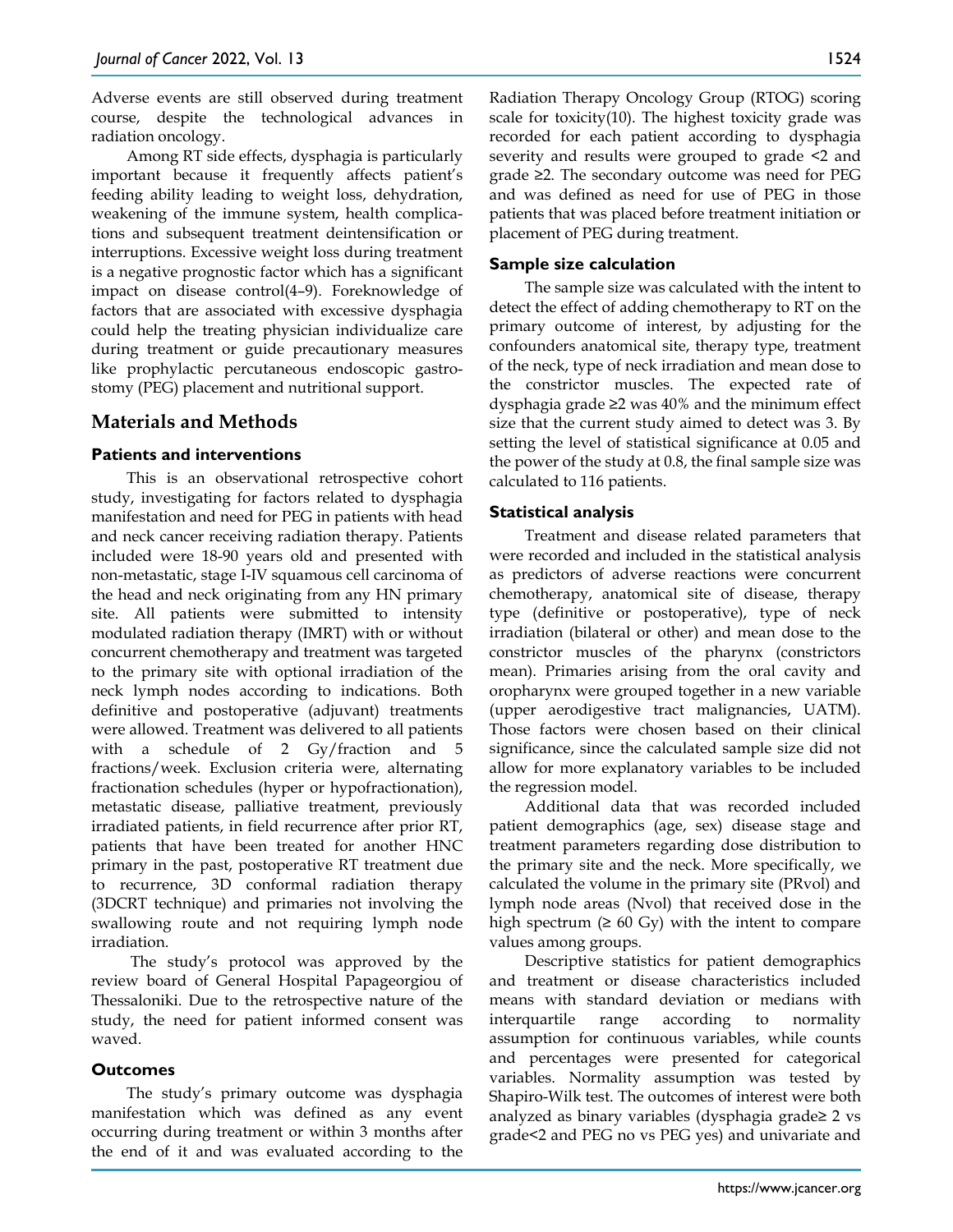Adverse events are still observed during treatment course, despite the technological advances in radiation oncology.

Among RT side effects, dysphagia is particularly important because it frequently affects patient's feeding ability leading to weight loss, dehydration, weakening of the immune system, health complications and subsequent treatment deintensification or interruptions. Excessive weight loss during treatment is a negative prognostic factor which has a significant impact on disease control(4–9). Foreknowledge of factors that are associated with excessive dysphagia could help the treating physician individualize care during treatment or guide precautionary measures like prophylactic percutaneous endoscopic gastrostomy (PEG) placement and nutritional support.

## Materials and Methods

### Patients and interventions

This is an observational retrospective cohort study, investigating for factors related to dysphagia manifestation and need for PEG in patients with head and neck cancer receiving radiation therapy. Patients included were 18-90 years old and presented with non-metastatic, stage I-IV squamous cell carcinoma of the head and neck originating from any HN primary site. All patients were submitted to intensity modulated radiation therapy (IMRT) with or without concurrent chemotherapy and treatment was targeted to the primary site with optional irradiation of the neck lymph nodes according to indications. Both definitive and postoperative (adjuvant) treatments were allowed. Treatment was delivered to all patients with a schedule of 2 Gy/fraction and 5 fractions/week. Exclusion criteria were, alternating fractionation schedules (hyper or hypofractionation), metastatic disease, palliative treatment, previously irradiated patients, in field recurrence after prior RT, patients that have been treated for another HNC primary in the past, postoperative RT treatment due to recurrence, 3D conformal radiation therapy (3DCRT technique) and primaries not involving the swallowing route and not requiring lymph node irradiation.

The study's protocol was approved by the review board of General Hospital Papageorgiou of Thessaloniki. Due to the retrospective nature of the study, the need for patient informed consent was waved.

### Outcomes

The study's primary outcome was dysphagia manifestation which was defined as any event occurring during treatment or within 3 months after the end of it and was evaluated according to the Radiation Therapy Oncology Group (RTOG) scoring scale for toxicity(10). The highest toxicity grade was recorded for each patient according to dysphagia severity and results were grouped to grade <2 and grade ≥2. The secondary outcome was need for PEG and was defined as need for use of PEG in those patients that was placed before treatment initiation or placement of PEG during treatment.

### Sample size calculation

The sample size was calculated with the intent to detect the effect of adding chemotherapy to RT on the primary outcome of interest, by adjusting for the confounders anatomical site, therapy type, treatment of the neck, type of neck irradiation and mean dose to the constrictor muscles. The expected rate of dysphagia grade ≥2 was 40% and the minimum effect size that the current study aimed to detect was 3. By setting the level of statistical significance at 0.05 and the power of the study at 0.8, the final sample size was calculated to 116 patients.

### Statistical analysis

Treatment and disease related parameters that were recorded and included in the statistical analysis as predictors of adverse reactions were concurrent chemotherapy, anatomical site of disease, therapy type (definitive or postoperative), type of neck irradiation (bilateral or other) and mean dose to the constrictor muscles of the pharynx (constrictors mean). Primaries arising from the oral cavity and oropharynx were grouped together in a new variable (upper aerodigestive tract malignancies, UATM). Those factors were chosen based on their clinical significance, since the calculated sample size did not allow for more explanatory variables to be included the regression model.

Additional data that was recorded included patient demographics (age, sex) disease stage and treatment parameters regarding dose distribution to the primary site and the neck. More specifically, we calculated the volume in the primary site (PRvol) and lymph node areas (Nvol) that received dose in the high spectrum (≥ 60 Gy) with the intent to compare values among groups.

Descriptive statistics for patient demographics and treatment or disease characteristics included means with standard deviation or medians with interquartile range according to normality assumption for continuous variables, while counts and percentages were presented for categorical variables. Normality assumption was tested by Shapiro-Wilk test. The outcomes of interest were both analyzed as binary variables (dysphagia grade≥ 2 vs grade<2 and PEG no vs PEG yes) and univariate and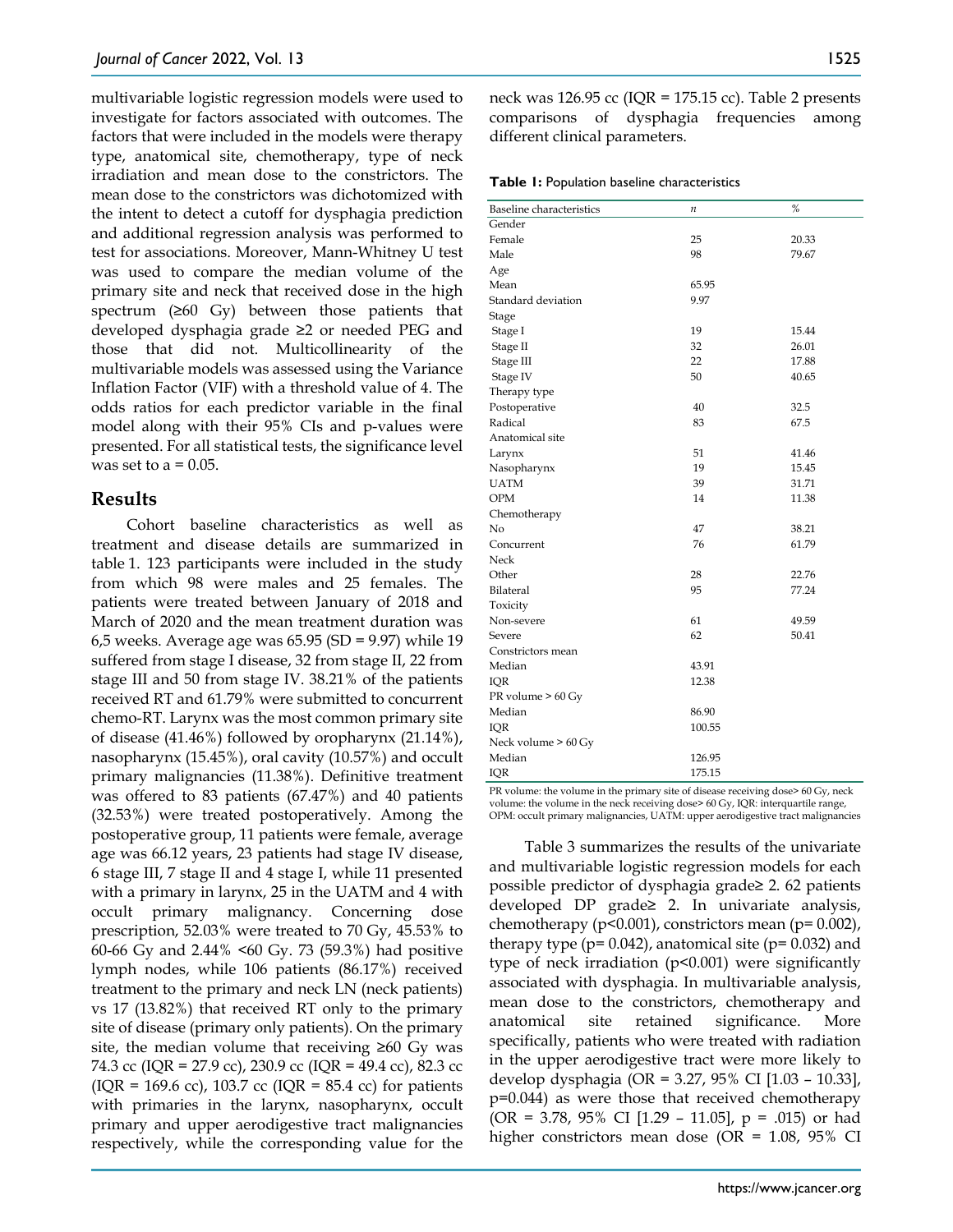multivariable logistic regression models were used to investigate for factors associated with outcomes. The factors that were included in the models were therapy type, anatomical site, chemotherapy, type of neck irradiation and mean dose to the constrictors. The mean dose to the constrictors was dichotomized with the intent to detect a cutoff for dysphagia prediction and additional regression analysis was performed to test for associations. Moreover, Mann-Whitney U test was used to compare the median volume of the primary site and neck that received dose in the high spectrum (≥60 Gy) between those patients that developed dysphagia grade ≥2 or needed PEG and those that did not. Multicollinearity of the multivariable models was assessed using the Variance Inflation Factor (VIF) with a threshold value of 4. The odds ratios for each predictor variable in the final model along with their 95% CIs and p-values were presented. For all statistical tests, the significance level was set to a = 0.05.

## Results

Cohort baseline characteristics as well as treatment and disease details are summarized in table 1. 123 participants were included in the study from which 98 were males and 25 females. The patients were treated between January of 2018 and March of 2020 and the mean treatment duration was 6,5 weeks. Average age was 65.95 (SD = 9.97) while 19 suffered from stage I disease, 32 from stage II, 22 from stage III and 50 from stage IV. 38.21% of the patients received RT and 61.79% were submitted to concurrent chemo-RT. Larynx was the most common primary site of disease (41.46%) followed by oropharynx (21.14%), nasopharynx (15.45%), oral cavity (10.57%) and occult primary malignancies (11.38%). Definitive treatment was offered to 83 patients (67.47%) and 40 patients (32.53%) were treated postoperatively. Among the postoperative group, 11 patients were female, average age was 66.12 years, 23 patients had stage IV disease, 6 stage III, 7 stage II and 4 stage I, while 11 presented with a primary in larynx, 25 in the UATM and 4 with occult primary malignancy. Concerning dose prescription, 52.03% were treated to 70 Gy, 45.53% to 60-66 Gy and 2.44% <60 Gy. 73 (59.3%) had positive lymph nodes, while 106 patients (86.17%) received treatment to the primary and neck LN (neck patients) vs 17 (13.82%) that received RT only to the primary site of disease (primary only patients). On the primary site, the median volume that receiving ≥60 Gy was 74.3 cc (IQR = 27.9 cc), 230.9 cc (IQR = 49.4 cc), 82.3 cc (IQR = 169.6 cc), 103.7 cc (IQR = 85.4 cc) for patients with primaries in the larynx, nasopharynx, occult primary and upper aerodigestive tract malignancies respectively, while the corresponding value for the neck was 126.95 cc (IQR = 175.15 cc). Table 2 presents comparisons of dysphagia frequencies among different clinical parameters.

**Table 1:** Population baseline characteristics

| Baseline characteristics | *n* | % |
|---|---|---|
| Gender | | |
| Female | 25 | 20.33 |
| Male | 98 | 79.67 |
| Age | | |
| Mean | 65.95 | |
| Standard deviation | 9.97 | |
| Stage | | |
| Stage I | 19 | 15.44 |
| Stage II | 32 | 26.01 |
| Stage III | 22 | 17.88 |
| Stage IV | 50 | 40.65 |
| Therapy type | | |
| Postoperative | 40 | 32.5 |
| Radical | 83 | 67.5 |
| Anatomical site | | |
| Larynx | 51 | 41.46 |
| Nasopharynx | 19 | 15.45 |
| UATM | 39 | 31.71 |
| OPM | 14 | 11.38 |
| Chemotherapy | | |
| No | 47 | 38.21 |
| Concurrent | 76 | 61.79 |
| Neck | | |
| Other | 28 | 22.76 |
| Bilateral | 95 | 77.24 |
| Toxicity | | |
| Non-severe | 61 | 49.59 |
| Severe | 62 | 50.41 |
| Constrictors mean | | |
| Median | 43.91 | |
| IQR | 12.38 | |
| PR volume > 60 Gy | | |
| Median | 86.90 | |
| IQR | 100.55 | |
| Neck volume > 60 Gy | | |
| Median | 126.95 | |
| IQR | 175.15 | |

PR volume: the volume in the primary site of disease receiving dose> 60 Gy, neck volume: the volume in the neck receiving dose> 60 Gy, IQR: interquartile range, OPM: occult primary malignancies, UATM: upper aerodigestive tract malignancies

Table 3 summarizes the results of the univariate and multivariable logistic regression models for each possible predictor of dysphagia grade≥ 2. 62 patients developed DP grade≥ 2. In univariate analysis, chemotherapy (p<0.001), constrictors mean (p= 0.002), therapy type (p= 0.042), anatomical site (p= 0.032) and type of neck irradiation (p<0.001) were significantly associated with dysphagia. In multivariable analysis, mean dose to the constrictors, chemotherapy and anatomical site retained significance. More specifically, patients who were treated with radiation in the upper aerodigestive tract were more likely to develop dysphagia (OR = 3.27, 95% CI [1.03 – 10.33], p=0.044) as were those that received chemotherapy (OR = 3.78, 95% CI [1.29 – 11.05], p = .015) or had higher constrictors mean dose (OR = 1.08, 95% CI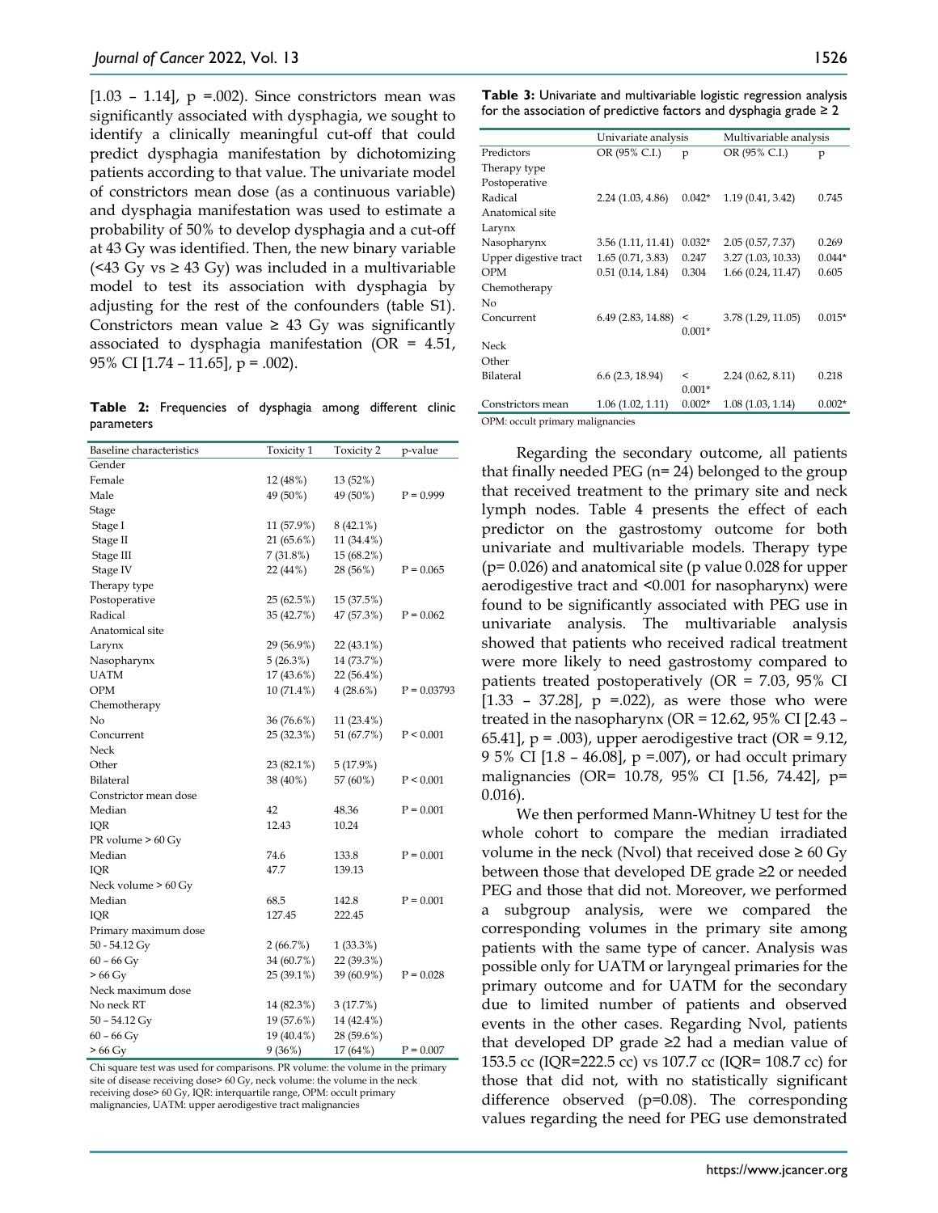[1.03 – 1.14], p =.002). Since constrictors mean was significantly associated with dysphagia, we sought to identify a clinically meaningful cut-off that could predict dysphagia manifestation by dichotomizing patients according to that value. The univariate model of constrictors mean dose (as a continuous variable) and dysphagia manifestation was used to estimate a probability of 50% to develop dysphagia and a cut-off at 43 Gy was identified. Then, the new binary variable (<43 Gy vs ≥ 43 Gy) was included in a multivariable model to test its association with dysphagia by adjusting for the rest of the confounders (table S1). Constrictors mean value ≥ 43 Gy was significantly associated to dysphagia manifestation (OR = 4.51, 95% CI [1.74 – 11.65], p = .002).

**Table 2:** Frequencies of dysphagia among different clinic parameters

| Baseline characteristics | Toxicity 1 | Toxicity 2 | p-value |
|---|---|---|---|
| Gender | | | |
| Female | 12 (48%) | 13 (52%) | |
| Male | 49 (50%) | 49 (50%) | P = 0.999 |
| Stage | | | |
| Stage I | 11 (57.9%) | 8 (42.1%) | |
| Stage II | 21 (65.6%) | 11 (34.4%) | |
| Stage III | 7 (31.8%) | 15 (68.2%) | |
| Stage IV | 22 (44%) | 28 (56%) | P = 0.065 |
| Therapy type | | | |
| Postoperative | 25 (62.5%) | 15 (37.5%) | |
| Radical | 35 (42.7%) | 47 (57.3%) | P = 0.062 |
| Anatomical site | | | |
| Larynx | 29 (56.9%) | 22 (43.1%) | |
| Nasopharynx | 5 (26.3%) | 14 (73.7%) | |
| UATM | 17 (43.6%) | 22 (56.4%) | |
| OPM | 10 (71.4%) | 4 (28.6%) | P = 0.03793 |
| Chemotherapy | | | |
| No | 36 (76.6%) | 11 (23.4%) | |
| Concurrent | 25 (32.3%) | 51 (67.7%) | P < 0.001 |
| Neck | | | |
| Other | 23 (82.1%) | 5 (17.9%) | |
| Bilateral | 38 (40%) | 57 (60%) | P < 0.001 |
| Constrictor mean dose | | | |
| Median | 42 | 48.36 | P = 0.001 |
| IQR | 12.43 | 10.24 | |
| PR volume > 60 Gy | | | |
| Median | 74.6 | 133.8 | P = 0.001 |
| IQR | 47.7 | 139.13 | |
| Neck volume > 60 Gy | | | |
| Median | 68.5 | 142.8 | P = 0.001 |
| IQR | 127.45 | 222.45 | |
| Primary maximum dose | | | |
| 50 - 54.12 Gy | 2 (66.7%) | 1 (33.3%) | |
| 60 – 66 Gy | 34 (60.7%) | 22 (39.3%) | |
| > 66 Gy | 25 (39.1%) | 39 (60.9%) | P = 0.028 |
| Neck maximum dose | | | |
| No neck RT | 14 (82.3%) | 3 (17.7%) | |
| 50 – 54.12 Gy | 19 (57.6%) | 14 (42.4%) | |
| 60 – 66 Gy | 19 (40.4%) | 28 (59.6%) | |
| > 66 Gy | 9 (36%) | 17 (64%) | P = 0.007 |

Chi square test was used for comparisons. PR volume: the volume in the primary site of disease receiving dose> 60 Gy, neck volume: the volume in the neck receiving dose> 60 Gy, IQR: interquartile range, OPM: occult primary malignancies, UATM: upper aerodigestive tract malignancies

**Table 3:** Univariate and multivariable logistic regression analysis for the association of predictive factors and dysphagia grade ≥ 2

| | Univariate analysis | | Multivariable analysis | |
|---|---|---|---|---|
| Predictors | OR (95% C.I.) | p | OR (95% C.I.) | p |
| Therapy type | | | | |
| Postoperative | | | | |
| Radical | 2.24 (1.03, 4.86) | 0.042* | 1.19 (0.41, 3.42) | 0.745 |
| Anatomical site | | | | |
| Larynx | | | | |
| Nasopharynx | 3.56 (1.11, 11.41) | 0.032* | 2.05 (0.57, 7.37) | 0.269 |
| Upper digestive tract | 1.65 (0.71, 3.83) | 0.247 | 3.27 (1.03, 10.33) | 0.044* |
| OPM | 0.51 (0.14, 1.84) | 0.304 | 1.66 (0.24, 11.47) | 0.605 |
| Chemotherapy | | | | |
| No | | | | |
| Concurrent | 6.49 (2.83, 14.88) | < 0.001* | 3.78 (1.29, 11.05) | 0.015* |
| Neck | | | | |
| Other | | | | |
| Bilateral | 6.6 (2.3, 18.94) | < 0.001* | 2.24 (0.62, 8.11) | 0.218 |
| Constrictors mean | 1.06 (1.02, 1.11) | 0.002* | 1.08 (1.03, 1.14) | 0.002* |

OPM: occult primary malignancies

Regarding the secondary outcome, all patients that finally needed PEG (n= 24) belonged to the group that received treatment to the primary site and neck lymph nodes. Table 4 presents the effect of each predictor on the gastrostomy outcome for both univariate and multivariable models. Therapy type (p= 0.026) and anatomical site (p value 0.028 for upper aerodigestive tract and <0.001 for nasopharynx) were found to be significantly associated with PEG use in univariate analysis. The multivariable analysis showed that patients who received radical treatment were more likely to need gastrostomy compared to patients treated postoperatively (OR = 7.03, 95% CI [1.33 – 37.28], p =.022), as were those who were treated in the nasopharynx (OR = 12.62, 95% CI [2.43 – 65.41], p = .003), upper aerodigestive tract (OR = 9.12, 9 5% CI [1.8 – 46.08], p =.007), or had occult primary malignancies (OR= 10.78, 95% CI [1.56, 74.42], p= 0.016).

We then performed Mann-Whitney U test for the whole cohort to compare the median irradiated volume in the neck (Nvol) that received dose ≥ 60 Gy between those that developed DE grade ≥2 or needed PEG and those that did not. Moreover, we performed a subgroup analysis, were we compared the corresponding volumes in the primary site among patients with the same type of cancer. Analysis was possible only for UATM or laryngeal primaries for the primary outcome and for UATM for the secondary due to limited number of patients and observed events in the other cases. Regarding Nvol, patients that developed DP grade ≥2 had a median value of 153.5 cc (IQR=222.5 cc) vs 107.7 cc (IQR= 108.7 cc) for those that did not, with no statistically significant difference observed (p=0.08). The corresponding values regarding the need for PEG use demonstrated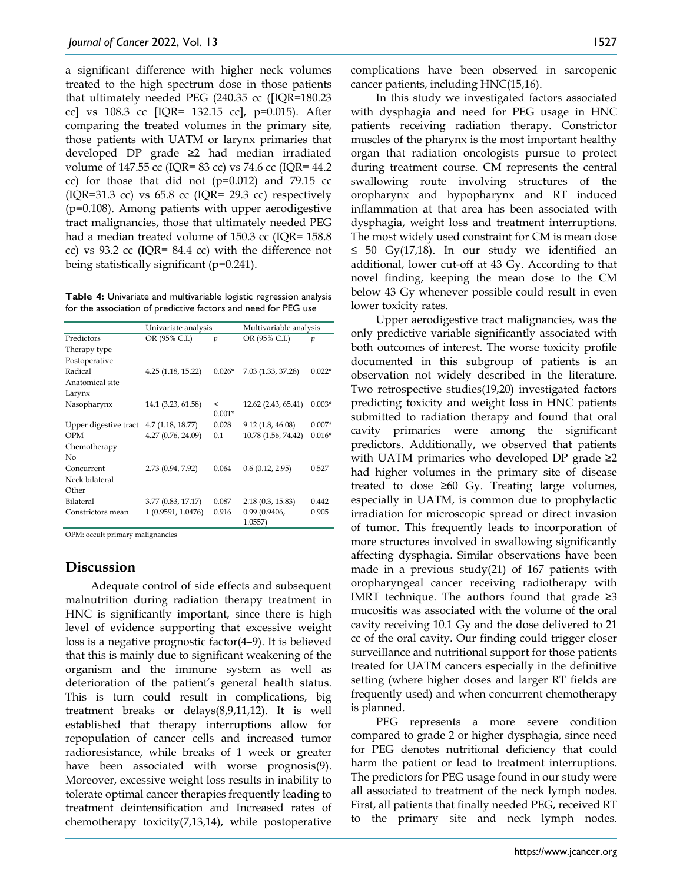a significant difference with higher neck volumes treated to the high spectrum dose in those patients that ultimately needed PEG (240.35 cc ([IQR=180.23 cc] vs 108.3 cc [IQR= 132.15 cc], p=0.015). After comparing the treated volumes in the primary site, those patients with UATM or larynx primaries that developed DP grade ≥2 had median irradiated volume of 147.55 cc (IQR= 83 cc) vs 74.6 cc (IQR= 44.2 cc) for those that did not (p=0.012) and 79.15 cc (IQR=31.3 cc) vs 65.8 cc (IQR= 29.3 cc) respectively (p=0.108). Among patients with upper aerodigestive tract malignancies, those that ultimately needed PEG had a median treated volume of 150.3 cc (IQR= 158.8 cc) vs 93.2 cc (IQR= 84.4 cc) with the difference not being statistically significant (p=0.241).

**Table 4:** Univariate and multivariable logistic regression analysis for the association of predictive factors and need for PEG use

| | Univariate analysis | | Multivariable analysis | |
|---|---|---|---|---|
| Predictors | OR (95% C.I.) | *p* | OR (95% C.I.) | *p* |
| Therapy type | | | | |
| Postoperative | | | | |
| Radical | 4.25 (1.18, 15.22) | 0.026* | 7.03 (1.33, 37.28) | 0.022* |
| Anatomical site | | | | |
| Larynx | | | | |
| Nasopharynx | 14.1 (3.23, 61.58) | < 0.001* | 12.62 (2.43, 65.41) | 0.003* |
| Upper digestive tract | 4.7 (1.18, 18.77) | 0.028 | 9.12 (1.8, 46.08) | 0.007* |
| OPM | 4.27 (0.76, 24.09) | 0.1 | 10.78 (1.56, 74.42) | 0.016* |
| Chemotherapy | | | | |
| No | | | | |
| Concurrent | 2.73 (0.94, 7.92) | 0.064 | 0.6 (0.12, 2.95) | 0.527 |
| Neck bilateral | | | | |
| Other | | | | |
| Bilateral | 3.77 (0.83, 17.17) | 0.087 | 2.18 (0.3, 15.83) | 0.442 |
| Constrictors mean | 1 (0.9591, 1.0476) | 0.916 | 0.99 (0.9406, 1.0557) | 0.905 |

OPM: occult primary malignancies

## Discussion

Adequate control of side effects and subsequent malnutrition during radiation therapy treatment in HNC is significantly important, since there is high level of evidence supporting that excessive weight loss is a negative prognostic factor(4–9). It is believed that this is mainly due to significant weakening of the organism and the immune system as well as deterioration of the patient's general health status. This is turn could result in complications, big treatment breaks or delays(8,9,11,12). It is well established that therapy interruptions allow for repopulation of cancer cells and increased tumor radioresistance, while breaks of 1 week or greater have been associated with worse prognosis(9). Moreover, excessive weight loss results in inability to tolerate optimal cancer therapies frequently leading to treatment deintensification and Increased rates of chemotherapy toxicity(7,13,14), while postoperative complications have been observed in sarcopenic cancer patients, including HNC(15,16).

In this study we investigated factors associated with dysphagia and need for PEG usage in HNC patients receiving radiation therapy. Constrictor muscles of the pharynx is the most important healthy organ that radiation oncologists pursue to protect during treatment course. CM represents the central swallowing route involving structures of the oropharynx and hypopharynx and RT induced inflammation at that area has been associated with dysphagia, weight loss and treatment interruptions. The most widely used constraint for CM is mean dose ≤ 50 Gy(17,18). In our study we identified an additional, lower cut-off at 43 Gy. According to that novel finding, keeping the mean dose to the CM below 43 Gy whenever possible could result in even lower toxicity rates.

Upper aerodigestive tract malignancies, was the only predictive variable significantly associated with both outcomes of interest. The worse toxicity profile documented in this subgroup of patients is an observation not widely described in the literature. Two retrospective studies(19,20) investigated factors predicting toxicity and weight loss in HNC patients submitted to radiation therapy and found that oral cavity primaries were among the significant predictors. Additionally, we observed that patients with UATM primaries who developed DP grade ≥2 had higher volumes in the primary site of disease treated to dose ≥60 Gy. Treating large volumes, especially in UATM, is common due to prophylactic irradiation for microscopic spread or direct invasion of tumor. This frequently leads to incorporation of more structures involved in swallowing significantly affecting dysphagia. Similar observations have been made in a previous study(21) of 167 patients with oropharyngeal cancer receiving radiotherapy with IMRT technique. The authors found that grade ≥3 mucositis was associated with the volume of the oral cavity receiving 10.1 Gy and the dose delivered to 21 cc of the oral cavity. Our finding could trigger closer surveillance and nutritional support for those patients treated for UATM cancers especially in the definitive setting (where higher doses and larger RT fields are frequently used) and when concurrent chemotherapy is planned.

PEG represents a more severe condition compared to grade 2 or higher dysphagia, since need for PEG denotes nutritional deficiency that could harm the patient or lead to treatment interruptions. The predictors for PEG usage found in our study were all associated to treatment of the neck lymph nodes. First, all patients that finally needed PEG, received RT to the primary site and neck lymph nodes.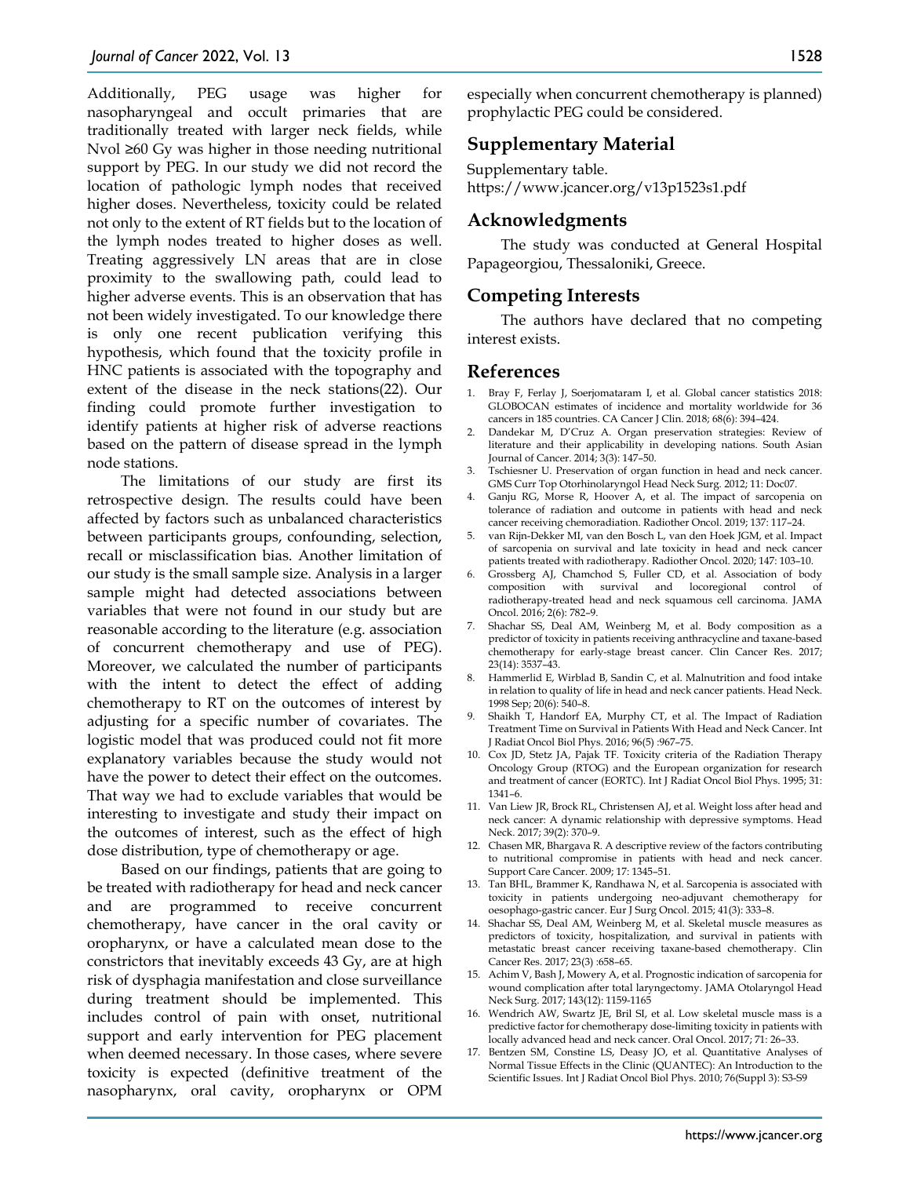Additionally, PEG usage was higher for nasopharyngeal and occult primaries that are traditionally treated with larger neck fields, while Nvol ≥60 Gy was higher in those needing nutritional support by PEG. In our study we did not record the location of pathologic lymph nodes that received higher doses. Nevertheless, toxicity could be related not only to the extent of RT fields but to the location of the lymph nodes treated to higher doses as well. Treating aggressively LN areas that are in close proximity to the swallowing path, could lead to higher adverse events. This is an observation that has not been widely investigated. To our knowledge there is only one recent publication verifying this hypothesis, which found that the toxicity profile in HNC patients is associated with the topography and extent of the disease in the neck stations(22). Our finding could promote further investigation to identify patients at higher risk of adverse reactions based on the pattern of disease spread in the lymph node stations.

The limitations of our study are first its retrospective design. The results could have been affected by factors such as unbalanced characteristics between participants groups, confounding, selection, recall or misclassification bias. Another limitation of our study is the small sample size. Analysis in a larger sample might had detected associations between variables that were not found in our study but are reasonable according to the literature (e.g. association of concurrent chemotherapy and use of PEG). Moreover, we calculated the number of participants with the intent to detect the effect of adding chemotherapy to RT on the outcomes of interest by adjusting for a specific number of covariates. The logistic model that was produced could not fit more explanatory variables because the study would not have the power to detect their effect on the outcomes. That way we had to exclude variables that would be interesting to investigate and study their impact on the outcomes of interest, such as the effect of high dose distribution, type of chemotherapy or age.

Based on our findings, patients that are going to be treated with radiotherapy for head and neck cancer and are programmed to receive concurrent chemotherapy, have cancer in the oral cavity or oropharynx, or have a calculated mean dose to the constrictors that inevitably exceeds 43 Gy, are at high risk of dysphagia manifestation and close surveillance during treatment should be implemented. This includes control of pain with onset, nutritional support and early intervention for PEG placement when deemed necessary. In those cases, where severe toxicity is expected (definitive treatment of the nasopharynx, oral cavity, oropharynx or OPM especially when concurrent chemotherapy is planned) prophylactic PEG could be considered.

## Supplementary Material

Supplementary table.
https://www.jcancer.org/v13p1523s1.pdf

## Acknowledgments

The study was conducted at General Hospital Papageorgiou, Thessaloniki, Greece.

## Competing Interests

The authors have declared that no competing interest exists.

## References

1. Bray F, Ferlay J, Soerjomataram I, et al. Global cancer statistics 2018: GLOBOCAN estimates of incidence and mortality worldwide for 36 cancers in 185 countries. CA Cancer J Clin. 2018; 68(6): 394–424.
2. Dandekar M, D'Cruz A. Organ preservation strategies: Review of literature and their applicability in developing nations. South Asian Journal of Cancer. 2014; 3(3): 147–50.
3. Tschiesner U. Preservation of organ function in head and neck cancer. GMS Curr Top Otorhinolaryngol Head Neck Surg. 2012; 11: Doc07.
4. Ganju RG, Morse R, Hoover A, et al. The impact of sarcopenia on tolerance of radiation and outcome in patients with head and neck cancer receiving chemoradiation. Radiother Oncol. 2019; 137: 117–24.
5. van Rijn-Dekker MI, van den Bosch L, van den Hoek JGM, et al. Impact of sarcopenia on survival and late toxicity in head and neck cancer patients treated with radiotherapy. Radiother Oncol. 2020; 147: 103–10.
6. Grossberg AJ, Chamchod S, Fuller CD, et al. Association of body composition with survival and locoregional control of radiotherapy-treated head and neck squamous cell carcinoma. JAMA Oncol. 2016; 2(6): 782–9.
7. Shachar SS, Deal AM, Weinberg M, et al. Body composition as a predictor of toxicity in patients receiving anthracycline and taxane-based chemotherapy for early-stage breast cancer. Clin Cancer Res. 2017; 23(14): 3537–43.
8. Hammerlid E, Wirblad B, Sandin C, et al. Malnutrition and food intake in relation to quality of life in head and neck cancer patients. Head Neck. 1998 Sep; 20(6): 540–8.
9. Shaikh T, Handorf EA, Murphy CT, et al. The Impact of Radiation Treatment Time on Survival in Patients With Head and Neck Cancer. Int J Radiat Oncol Biol Phys. 2016; 96(5) :967–75.
10. Cox JD, Stetz JA, Pajak TF. Toxicity criteria of the Radiation Therapy Oncology Group (RTOG) and the European organization for research and treatment of cancer (EORTC). Int J Radiat Oncol Biol Phys. 1995; 31: 1341–6.
11. Van Liew JR, Brock RL, Christensen AJ, et al. Weight loss after head and neck cancer: A dynamic relationship with depressive symptoms. Head Neck. 2017; 39(2): 370–9.
12. Chasen MR, Bhargava R. A descriptive review of the factors contributing to nutritional compromise in patients with head and neck cancer. Support Care Cancer. 2009; 17: 1345–51.
13. Tan BHL, Brammer K, Randhawa N, et al. Sarcopenia is associated with toxicity in patients undergoing neo-adjuvant chemotherapy for oesophago-gastric cancer. Eur J Surg Oncol. 2015; 41(3): 333–8.
14. Shachar SS, Deal AM, Weinberg M, et al. Skeletal muscle measures as predictors of toxicity, hospitalization, and survival in patients with metastatic breast cancer receiving taxane-based chemotherapy. Clin Cancer Res. 2017; 23(3) :658–65.
15. Achim V, Bash J, Mowery A, et al. Prognostic indication of sarcopenia for wound complication after total laryngectomy. JAMA Otolaryngol Head Neck Surg. 2017; 143(12): 1159-1165
16. Wendrich AW, Swartz JE, Bril SI, et al. Low skeletal muscle mass is a predictive factor for chemotherapy dose-limiting toxicity in patients with locally advanced head and neck cancer. Oral Oncol. 2017; 71: 26–33.
17. Bentzen SM, Constine LS, Deasy JO, et al. Quantitative Analyses of Normal Tissue Effects in the Clinic (QUANTEC): An Introduction to the Scientific Issues. Int J Radiat Oncol Biol Phys. 2010; 76(Suppl 3): S3-S9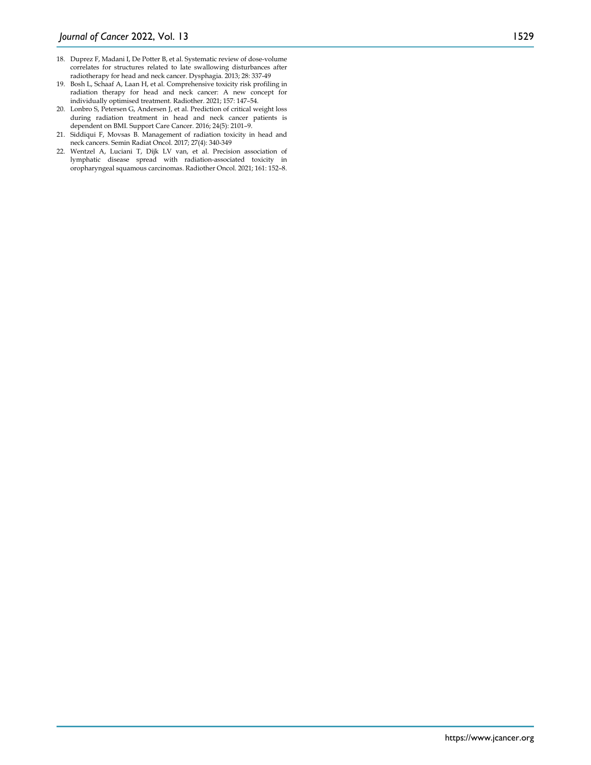18. Duprez F, Madani I, De Potter B, et al. Systematic review of dose-volume correlates for structures related to late swallowing disturbances after radiotherapy for head and neck cancer. Dysphagia. 2013; 28: 337-49
19. Bosh L, Schaaf A, Laan H, et al. Comprehensive toxicity risk profiling in radiation therapy for head and neck cancer: A new concept for individually optimised treatment. Radiother. 2021; 157: 147–54.
20. Lonbro S, Petersen G, Andersen J, et al. Prediction of critical weight loss during radiation treatment in head and neck cancer patients is dependent on BMI. Support Care Cancer. 2016; 24(5): 2101–9.
21. Siddiqui F, Movsas B. Management of radiation toxicity in head and neck cancers. Semin Radiat Oncol. 2017; 27(4): 340-349
22. Wentzel A, Luciani T, Dijk LV van, et al. Precision association of lymphatic disease spread with radiation-associated toxicity in oropharyngeal squamous carcinomas. Radiother Oncol. 2021; 161: 152–8.